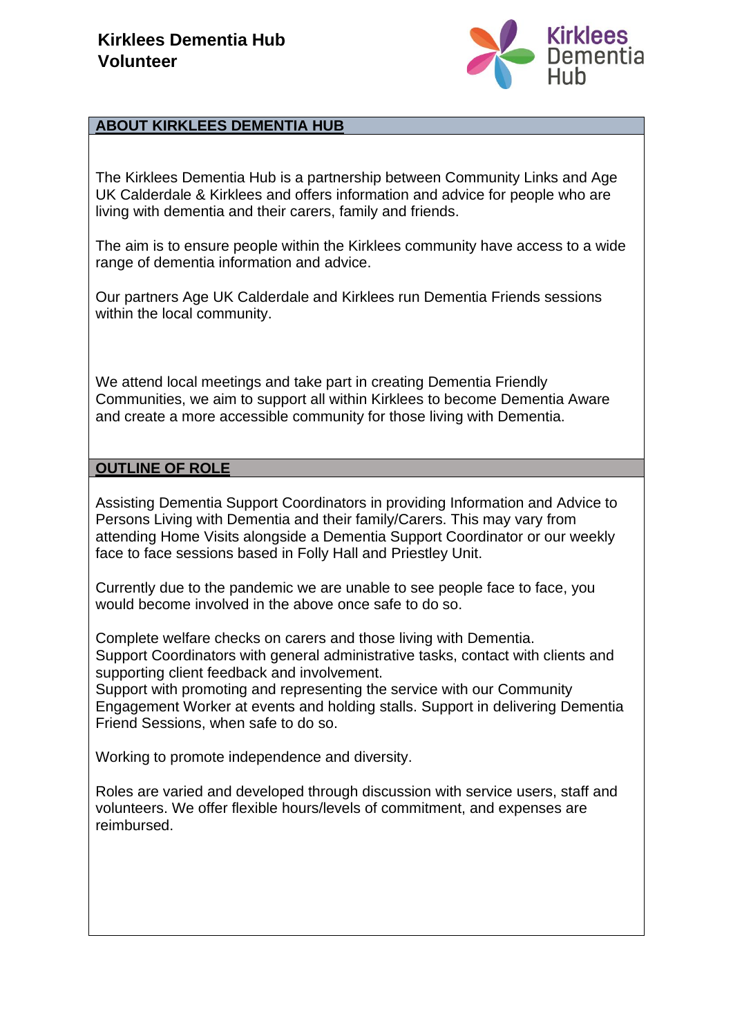# Kirklees Dementia Hub Volunteer

## ABOUT KIRKLEES DEMENTIA HUB

The Kirklees Dementia Hub is a partnership between Community Links and Age UK Calderdale & Kirklees and offers information and advice for people who are living with dementia and their carers, family and friends.

The aim is to ensure people within the Kirklees community have access to a wide range of dementia information and advice.

Our partners Age UK Calderdale and Kirklees run Dementia Friends sessions within the local community.

We attend local meetings and take part in creating Dementia Friendly Communities, we aim to support all within Kirklees to become Dementia Aware and create a more accessible community for those living with Dementia.

## OUTLINE OF ROLE

Assisting Dementia Support Coordinators in providing Information and Advice to Persons Living with Dementia and their family/Carers. This may vary from attending Home Visits alongside a Dementia Support Coordinator or our weekly face to face sessions based in Folly Hall and Priestley Unit.

Currently due to the pandemic we are unable to see people face to face, you would become involved in the above once safe to do so.

Complete welfare checks on carers and those living with Dementia.
Support Coordinators with general administrative tasks, contact with clients and supporting client feedback and involvement.
Support with promoting and representing the service with our Community Engagement Worker at events and holding stalls. Support in delivering Dementia Friend Sessions, when safe to do so.

Working to promote independence and diversity.

Roles are varied and developed through discussion with service users, staff and volunteers. We offer flexible hours/levels of commitment, and expenses are reimbursed.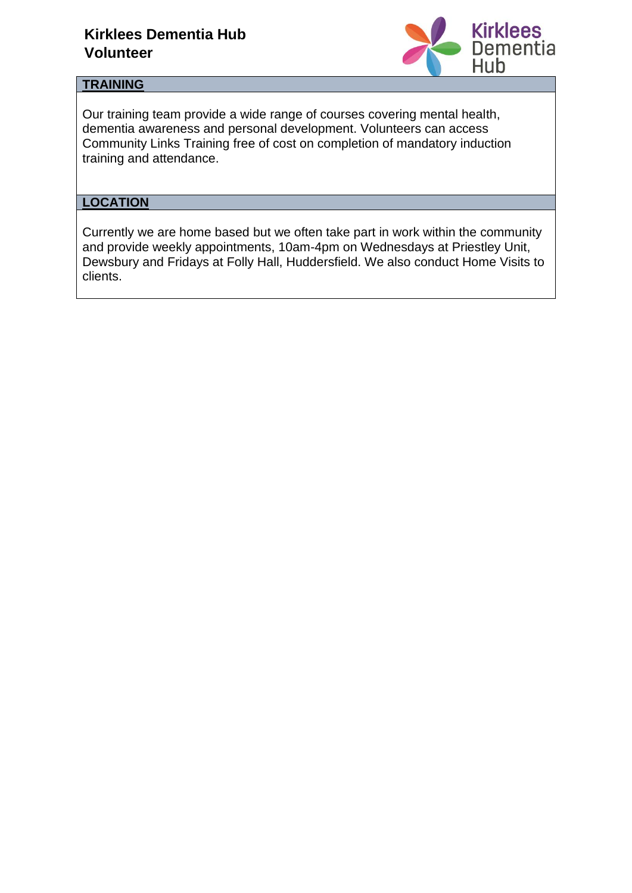**Kirklees Dementia Hub**
**Volunteer**

## TRAINING

Our training team provide a wide range of courses covering mental health, dementia awareness and personal development. Volunteers can access Community Links Training free of cost on completion of mandatory induction training and attendance.

## LOCATION

Currently we are home based but we often take part in work within the community and provide weekly appointments, 10am-4pm on Wednesdays at Priestley Unit, Dewsbury and Fridays at Folly Hall, Huddersfield. We also conduct Home Visits to clients.